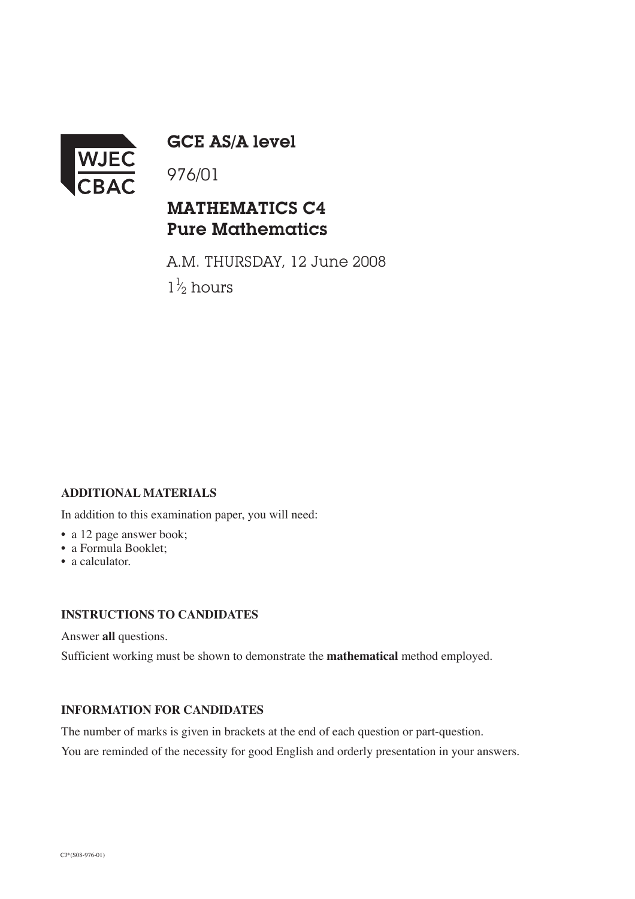WJEC
CBAC

# GCE AS/A level

976/01

## MATHEMATICS C4
## Pure Mathematics

A.M. THURSDAY, 12 June 2008

$1\frac{1}{2}$ hours

**ADDITIONAL MATERIALS**

In addition to this examination paper, you will need:

- a 12 page answer book;
- a Formula Booklet;
- a calculator.

**INSTRUCTIONS TO CANDIDATES**

Answer **all** questions.

Sufficient working must be shown to demonstrate the **mathematical** method employed.

**INFORMATION FOR CANDIDATES**

The number of marks is given in brackets at the end of each question or part-question.

You are reminded of the necessity for good English and orderly presentation in your answers.

CJ*(S08-976-01)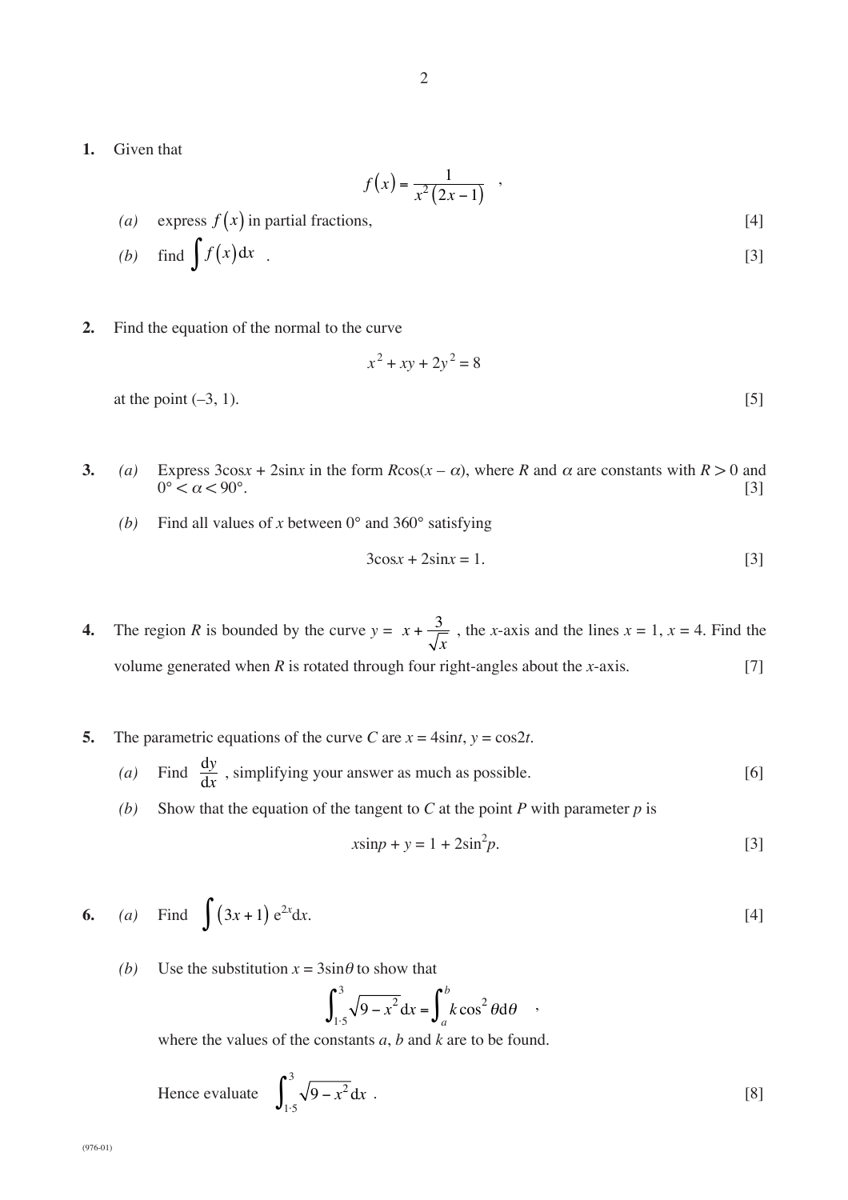**1.** Given that

$$f(x) = \frac{1}{x^2(2x-1)} \quad ,$$

*(a)* express $f(x)$ in partial fractions, [4]

*(b)* find $\int f(x)\,\mathrm{d}x$ . [3]

**2.** Find the equation of the normal to the curve

$$x^2 + xy + 2y^2 = 8$$

at the point (–3, 1). [5]

**3.** *(a)* Express $3\cos x + 2\sin x$ in the form $R\cos(x - \alpha)$, where $R$ and $\alpha$ are constants with $R > 0$ and $0° < \alpha < 90°$. [3]

*(b)* Find all values of $x$ between 0° and 360° satisfying

$$3\cos x + 2\sin x = 1. \quad [3]$$

**4.** The region $R$ is bounded by the curve $y = x + \frac{3}{\sqrt{x}}$ , the $x$-axis and the lines $x = 1$, $x = 4$. Find the volume generated when $R$ is rotated through four right-angles about the $x$-axis. [7]

**5.** The parametric equations of the curve $C$ are $x = 4\sin t$, $y = \cos 2t$.

*(a)* Find $\frac{\mathrm{d}y}{\mathrm{d}x}$ , simplifying your answer as much as possible. [6]

*(b)* Show that the equation of the tangent to $C$ at the point $P$ with parameter $p$ is

$$x\sin p + y = 1 + 2\sin^2 p. \quad [3]$$

**6.** *(a)* Find $\int (3x+1)\,\mathrm{e}^{2x}\mathrm{d}x.$ [4]

*(b)* Use the substitution $x = 3\sin\theta$ to show that

$$\int_{1\cdot 5}^{3} \sqrt{9 - x^2}\,\mathrm{d}x = \int_a^b k\cos^2\theta\,\mathrm{d}\theta \quad ,$$

where the values of the constants $a$, $b$ and $k$ are to be found.

Hence evaluate $\int_{1\cdot 5}^{3} \sqrt{9 - x^2}\,\mathrm{d}x$ . [8]

(976-01)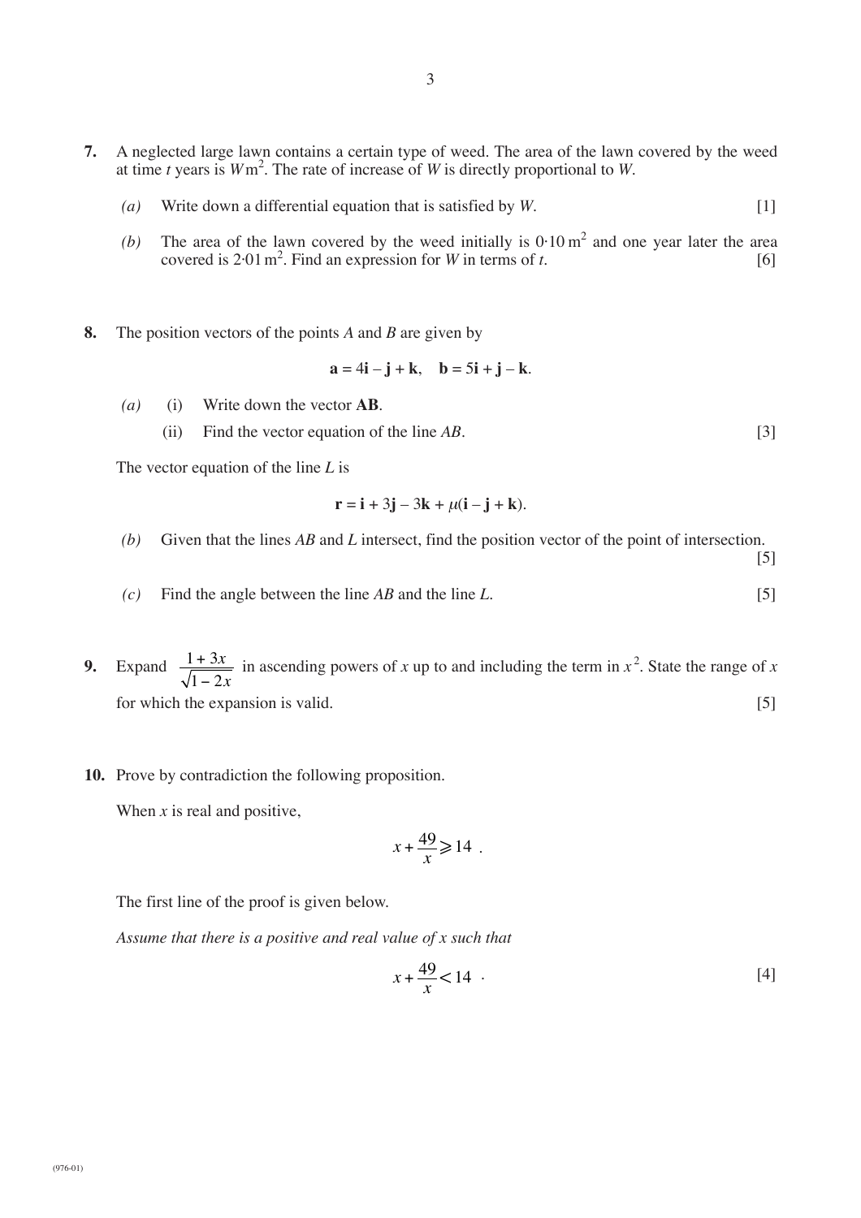**7.** A neglected large lawn contains a certain type of weed. The area of the lawn covered by the weed at time $t$ years is $W\,\text{m}^2$. The rate of increase of $W$ is directly proportional to $W$.

*(a)* Write down a differential equation that is satisfied by $W$. [1]

*(b)* The area of the lawn covered by the weed initially is $0{\cdot}10\,\text{m}^2$ and one year later the area covered is $2{\cdot}01\,\text{m}^2$. Find an expression for $W$ in terms of $t$. [6]

**8.** The position vectors of the points $A$ and $B$ are given by

$$\mathbf{a} = 4\mathbf{i} - \mathbf{j} + \mathbf{k}, \quad \mathbf{b} = 5\mathbf{i} + \mathbf{j} - \mathbf{k}.$$

*(a)* (i) Write down the vector $\mathbf{AB}$.

(ii) Find the vector equation of the line $AB$. [3]

The vector equation of the line $L$ is

$$\mathbf{r} = \mathbf{i} + 3\mathbf{j} - 3\mathbf{k} + \mu(\mathbf{i} - \mathbf{j} + \mathbf{k}).$$

*(b)* Given that the lines $AB$ and $L$ intersect, find the position vector of the point of intersection. [5]

*(c)* Find the angle between the line $AB$ and the line $L$. [5]

**9.** Expand $\dfrac{1 + 3x}{\sqrt{1 - 2x}}$ in ascending powers of $x$ up to and including the term in $x^2$. State the range of $x$ for which the expansion is valid. [5]

**10.** Prove by contradiction the following proposition.

When $x$ is real and positive,

$$x + \frac{49}{x} \geqslant 14 \ .$$

The first line of the proof is given below.

*Assume that there is a positive and real value of x such that*

$$x + \frac{49}{x} < 14 \ .$$ [4]